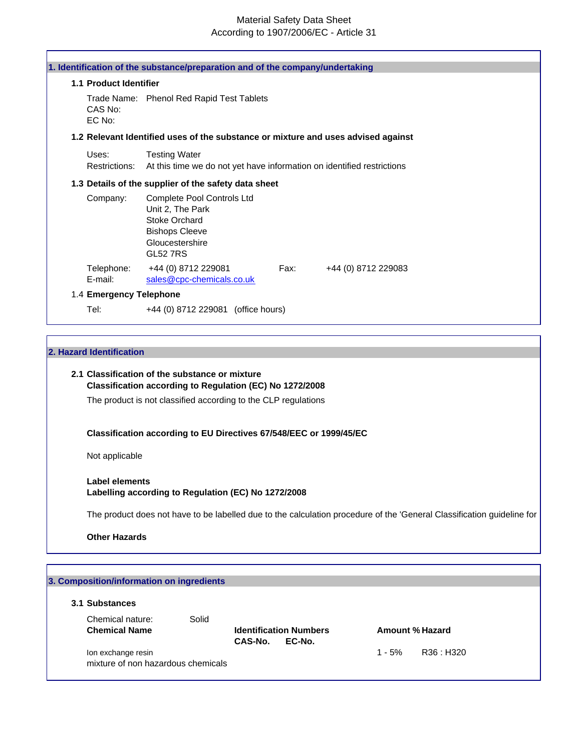# Material Safety Data Sheet
According to 1907/2006/EC - Article 31

## 1. Identification of the substance/preparation and of the company/undertaking

### 1.1 Product Identifier

Trade Name: Phenol Red Rapid Test Tablets
CAS No:
EC No:

### 1.2 Relevant Identified uses of the substance or mixture and uses advised against

Uses: Testing Water
Restrictions: At this time we do not yet have information on identified restrictions

### 1.3 Details of the supplier of the safety data sheet

Company: Complete Pool Controls Ltd
Unit 2, The Park
Stoke Orchard
Bishops Cleeve
Gloucestershire
GL52 7RS

Telephone: +44 (0) 8712 229081    Fax: +44 (0) 8712 229083
E-mail: sales@cpc-chemicals.co.uk

### 1.4 Emergency Telephone

Tel: +44 (0) 8712 229081 (office hours)

## 2. Hazard Identification

### 2.1 Classification of the substance or mixture

**Classification according to Regulation (EC) No 1272/2008**

The product is not classified according to the CLP regulations

**Classification according to EU Directives 67/548/EEC or 1999/45/EC**

Not applicable

**Label elements**
**Labelling according to Regulation (EC) No 1272/2008**

The product does not have to be labelled due to the calculation procedure of the 'General Classification guideline for

**Other Hazards**

## 3. Composition/information on ingredients

### 3.1 Substances

Chemical nature: Solid

| Chemical Name | Identification Numbers CAS-No. | EC-No. | Amount % | Hazard |
|---|---|---|---|---|
| Ion exchange resin | | | 1 - 5% | R36 : H320 |
| mixture of non hazardous chemicals | | | | |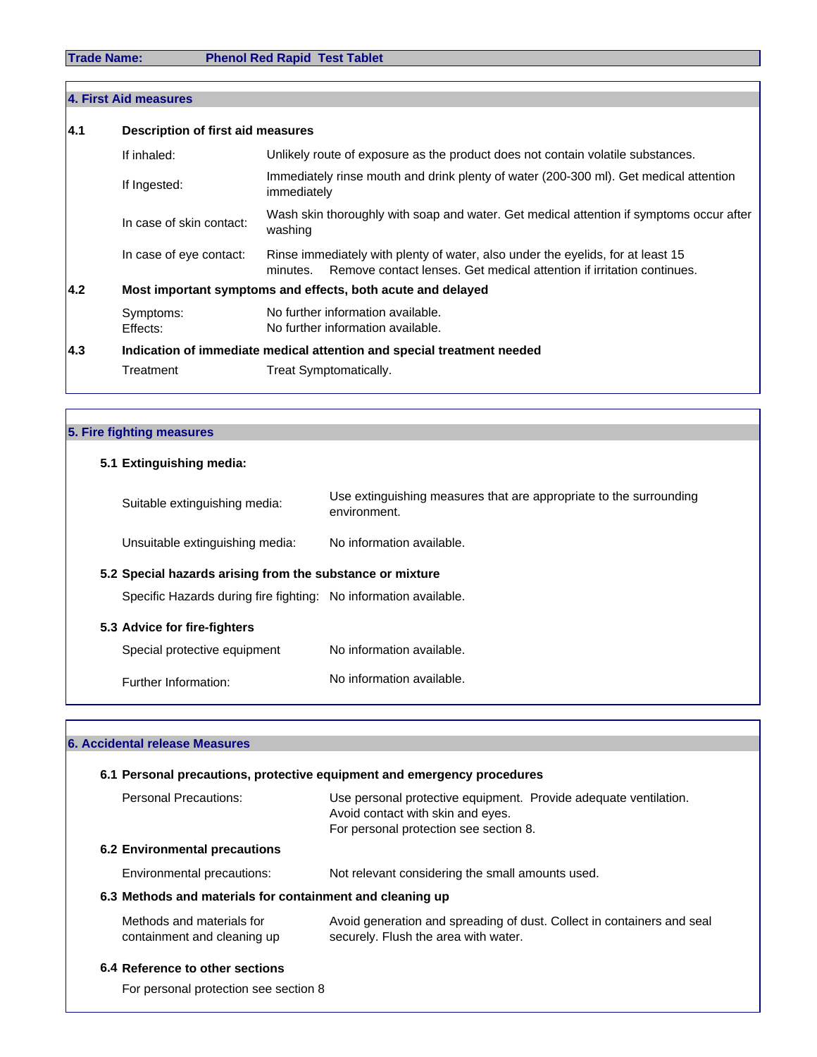| Trade Name: | Phenol Red Rapid Test Tablet |
|---|---|

## 4. First Aid measures

### 4.1 Description of first aid measures

| | |
|---|---|
| If inhaled: | Unlikely route of exposure as the product does not contain volatile substances. |
| If Ingested: | Immediately rinse mouth and drink plenty of water (200-300 ml). Get medical attention immediately |
| In case of skin contact: | Wash skin thoroughly with soap and water. Get medical attention if symptoms occur after washing |
| In case of eye contact: | Rinse immediately with plenty of water, also under the eyelids, for at least 15 minutes. Remove contact lenses. Get medical attention if irritation continues. |

### 4.2 Most important symptoms and effects, both acute and delayed

| | |
|---|---|
| Symptoms: | No further information available. |
| Effects: | No further information available. |

### 4.3 Indication of immediate medical attention and special treatment needed

| | |
|---|---|
| Treatment | Treat Symptomatically. |

## 5. Fire fighting measures

### 5.1 Extinguishing media:

| | |
|---|---|
| Suitable extinguishing media: | Use extinguishing measures that are appropriate to the surrounding environment. |
| Unsuitable extinguishing media: | No information available. |

### 5.2 Special hazards arising from the substance or mixture

| | |
|---|---|
| Specific Hazards during fire fighting: | No information available. |

### 5.3 Advice for fire-fighters

| | |
|---|---|
| Special protective equipment | No information available. |
| Further Information: | No information available. |

## 6. Accidental release Measures

### 6.1 Personal precautions, protective equipment and emergency procedures

| | |
|---|---|
| Personal Precautions: | Use personal protective equipment. Provide adequate ventilation. Avoid contact with skin and eyes. For personal protection see section 8. |

### 6.2 Environmental precautions

| | |
|---|---|
| Environmental precautions: | Not relevant considering the small amounts used. |

### 6.3 Methods and materials for containment and cleaning up

| | |
|---|---|
| Methods and materials for containment and cleaning up | Avoid generation and spreading of dust. Collect in containers and seal securely. Flush the area with water. |

### 6.4 Reference to other sections

For personal protection see section 8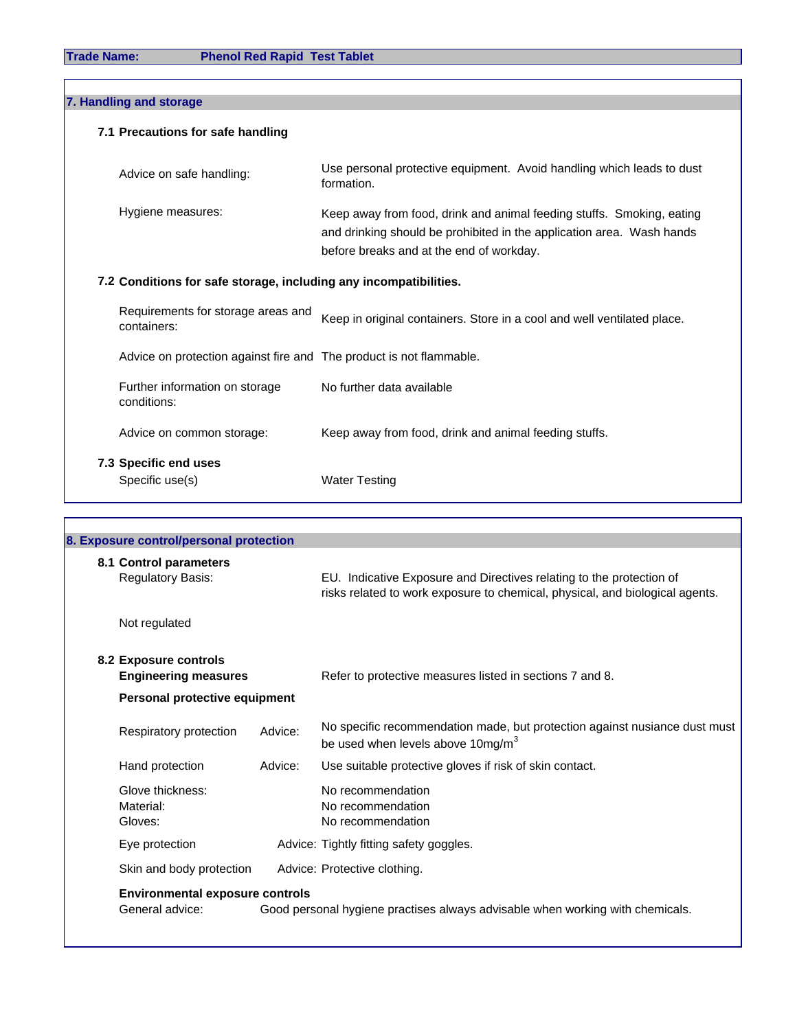**Trade Name:** Phenol Red Rapid Test Tablet

## 7. Handling and storage

### 7.1 Precautions for safe handling

| | |
|---|---|
| Advice on safe handling: | Use personal protective equipment. Avoid handling which leads to dust formation. |
| Hygiene measures: | Keep away from food, drink and animal feeding stuffs. Smoking, eating and drinking should be prohibited in the application area. Wash hands before breaks and at the end of workday. |

### 7.2 Conditions for safe storage, including any incompatibilities.

| | |
|---|---|
| Requirements for storage areas and containers: | Keep in original containers. Store in a cool and well ventilated place. |
| Advice on protection against fire and | The product is not flammable. |
| Further information on storage conditions: | No further data available |
| Advice on common storage: | Keep away from food, drink and animal feeding stuffs. |

### 7.3 Specific end uses

| | |
|---|---|
| Specific use(s) | Water Testing |

## 8. Exposure control/personal protection

### 8.1 Control parameters

Regulatory Basis: EU. Indicative Exposure and Directives relating to the protection of risks related to work exposure to chemical, physical, and biological agents.

Not regulated

### 8.2 Exposure controls

**Engineering measures** Refer to protective measures listed in sections 7 and 8.

**Personal protective equipment**

| | | |
|---|---|---|
| Respiratory protection | Advice: | No specific recommendation made, but protection against nusiance dust must be used when levels above 10mg/m$^3$ |
| Hand protection | Advice: | Use suitable protective gloves if risk of skin contact. |
| Glove thickness: | | No recommendation |
| Material: | | No recommendation |
| Gloves: | | No recommendation |
| Eye protection | Advice: | Tightly fitting safety goggles. |
| Skin and body protection | Advice: | Protective clothing. |

**Environmental exposure controls**

General advice: Good personal hygiene practises always advisable when working with chemicals.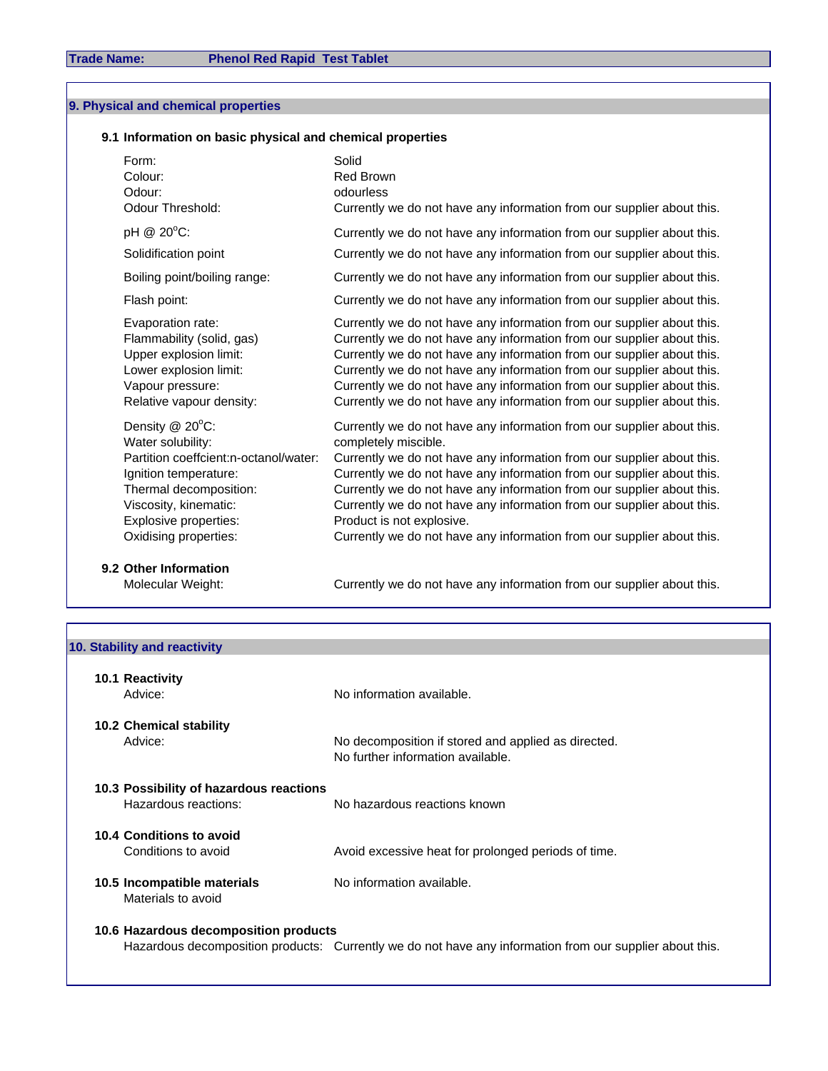**Trade Name:** **Phenol Red Rapid Test Tablet**

## 9. Physical and chemical properties

### 9.1 Information on basic physical and chemical properties

| Property | Value |
|---|---|
| Form: | Solid |
| Colour: | Red Brown |
| Odour: | odourless |
| Odour Threshold: | Currently we do not have any information from our supplier about this. |
| pH @ 20$^{o}$C: | Currently we do not have any information from our supplier about this. |
| Solidification point | Currently we do not have any information from our supplier about this. |
| Boiling point/boiling range: | Currently we do not have any information from our supplier about this. |
| Flash point: | Currently we do not have any information from our supplier about this. |
| Evaporation rate: | Currently we do not have any information from our supplier about this. |
| Flammability (solid, gas) | Currently we do not have any information from our supplier about this. |
| Upper explosion limit: | Currently we do not have any information from our supplier about this. |
| Lower explosion limit: | Currently we do not have any information from our supplier about this. |
| Vapour pressure: | Currently we do not have any information from our supplier about this. |
| Relative vapour density: | Currently we do not have any information from our supplier about this. |
| Density @ 20$^{o}$C: | Currently we do not have any information from our supplier about this. |
| Water solubility: | completely miscible. |
| Partition coeffcient:n-octanol/water: | Currently we do not have any information from our supplier about this. |
| Ignition temperature: | Currently we do not have any information from our supplier about this. |
| Thermal decomposition: | Currently we do not have any information from our supplier about this. |
| Viscosity, kinematic: | Currently we do not have any information from our supplier about this. |
| Explosive properties: | Product is not explosive. |
| Oxidising properties: | Currently we do not have any information from our supplier about this. |

### 9.2 Other Information

| Property | Value |
|---|---|
| Molecular Weight: | Currently we do not have any information from our supplier about this. |

## 10. Stability and reactivity

### 10.1 Reactivity

Advice: No information available.

### 10.2 Chemical stability

Advice: No decomposition if stored and applied as directed.
No further information available.

### 10.3 Possibility of hazardous reactions

Hazardous reactions: No hazardous reactions known

### 10.4 Conditions to avoid

Conditions to avoid: Avoid excessive heat for prolonged periods of time.

### 10.5 Incompatible materials

Materials to avoid: No information available.

### 10.6 Hazardous decomposition products

Hazardous decomposition products: Currently we do not have any information from our supplier about this.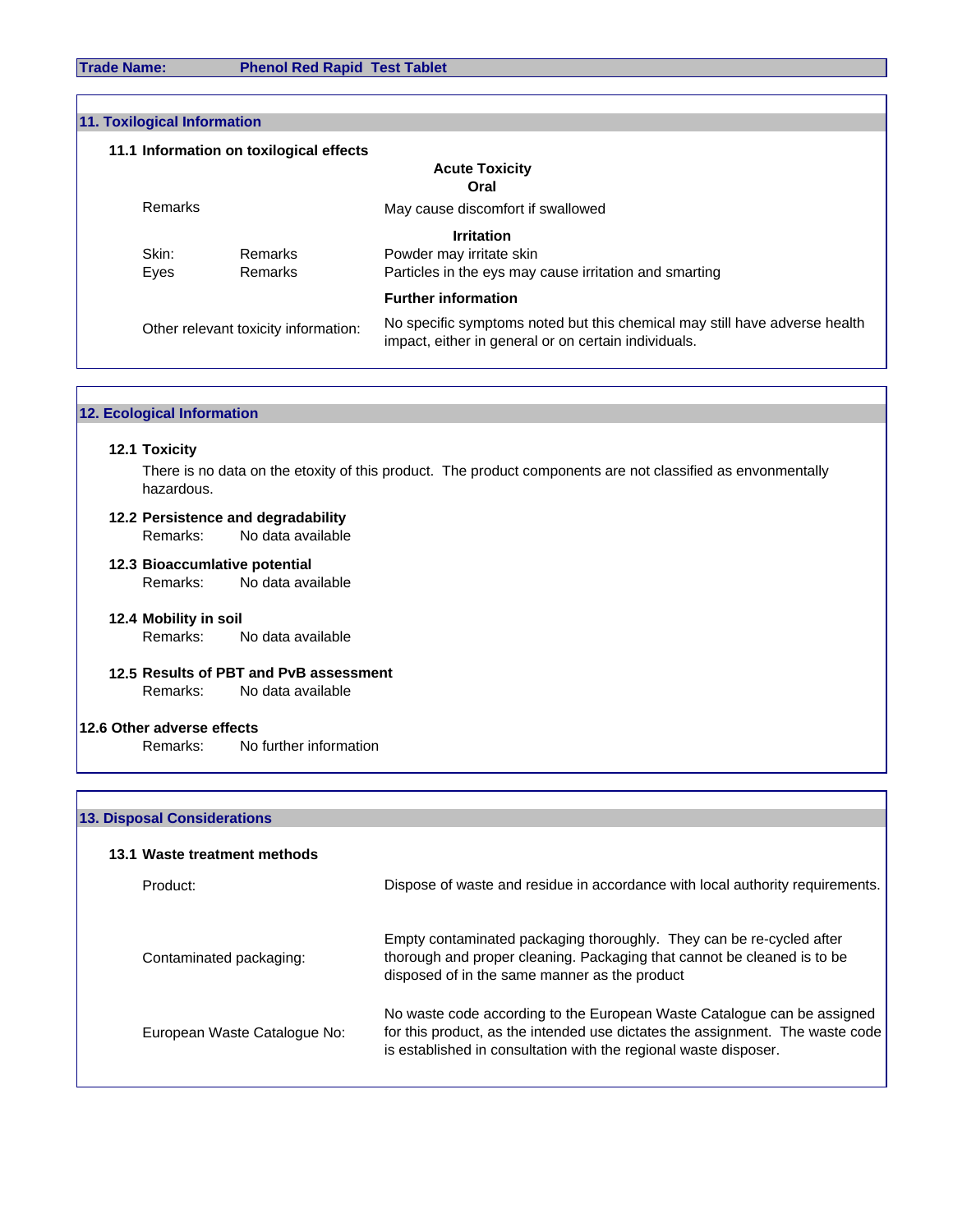**Trade Name:** Phenol Red Rapid Test Tablet

## 11. Toxilogical Information

### 11.1 Information on toxilogical effects

**Acute Toxicity**

**Oral**

Remarks: May cause discomfort if swallowed

**Irritation**

| | | |
|---|---|---|
| Skin: | Remarks | Powder may irritate skin |
| Eyes | Remarks | Particles in the eys may cause irritation and smarting |

**Further information**

Other relevant toxicity information: No specific symptoms noted but this chemical may still have adverse health impact, either in general or on certain individuals.

## 12. Ecological Information

### 12.1 Toxicity

There is no data on the etoxity of this product. The product components are not classified as envonmentally hazardous.

### 12.2 Persistence and degradability

Remarks: No data available

### 12.3 Bioaccumlative potential

Remarks: No data available

### 12.4 Mobility in soil

Remarks: No data available

### 12.5 Results of PBT and PvB assessment

Remarks: No data available

### 12.6 Other adverse effects

Remarks: No further information

## 13. Disposal Considerations

### 13.1 Waste treatment methods

Product: Dispose of waste and residue in accordance with local authority requirements.

Contaminated packaging: Empty contaminated packaging thoroughly. They can be re-cycled after thorough and proper cleaning. Packaging that cannot be cleaned is to be disposed of in the same manner as the product

European Waste Catalogue No: No waste code according to the European Waste Catalogue can be assigned for this product, as the intended use dictates the assignment. The waste code is established in consultation with the regional waste disposer.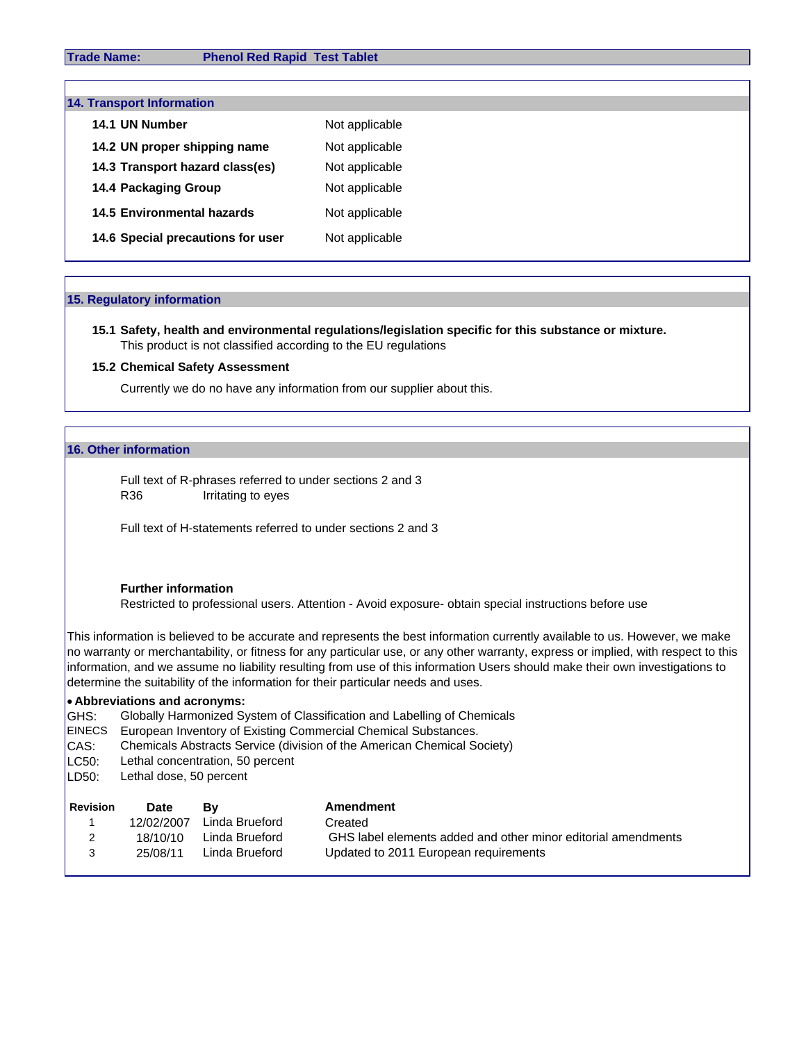**Trade Name:** **Phenol Red Rapid Test Tablet**

## 14. Transport Information

| | |
|---|---|
| **14.1 UN Number** | Not applicable |
| **14.2 UN proper shipping name** | Not applicable |
| **14.3 Transport hazard class(es)** | Not applicable |
| **14.4 Packaging Group** | Not applicable |
| **14.5 Environmental hazards** | Not applicable |
| **14.6 Special precautions for user** | Not applicable |

## 15. Regulatory information

**15.1 Safety, health and environmental regulations/legislation specific for this substance or mixture.**
This product is not classified according to the EU regulations

**15.2 Chemical Safety Assessment**

Currently we do no have any information from our supplier about this.

## 16. Other information

Full text of R-phrases referred to under sections 2 and 3
R36 Irritating to eyes

Full text of H-statements referred to under sections 2 and 3

**Further information**
Restricted to professional users. Attention - Avoid exposure- obtain special instructions before use

This information is believed to be accurate and represents the best information currently available to us. However, we make no warranty or merchantability, or fitness for any particular use, or any other warranty, express or implied, with respect to this information, and we assume no liability resulting from use of this information Users should make their own investigations to determine the suitability of the information for their particular needs and uses.

- **Abbreviations and acronyms:**

GHS: Globally Harmonized System of Classification and Labelling of Chemicals
EINECS European Inventory of Existing Commercial Chemical Substances.
CAS: Chemicals Abstracts Service (division of the American Chemical Society)
LC50: Lethal concentration, 50 percent
LD50: Lethal dose, 50 percent

| Revision | Date | By | Amendment |
|---|---|---|---|
| 1 | 12/02/2007 | Linda Brueford | Created |
| 2 | 18/10/10 | Linda Brueford | GHS label elements added and other minor editorial amendments |
| 3 | 25/08/11 | Linda Brueford | Updated to 2011 European requirements |